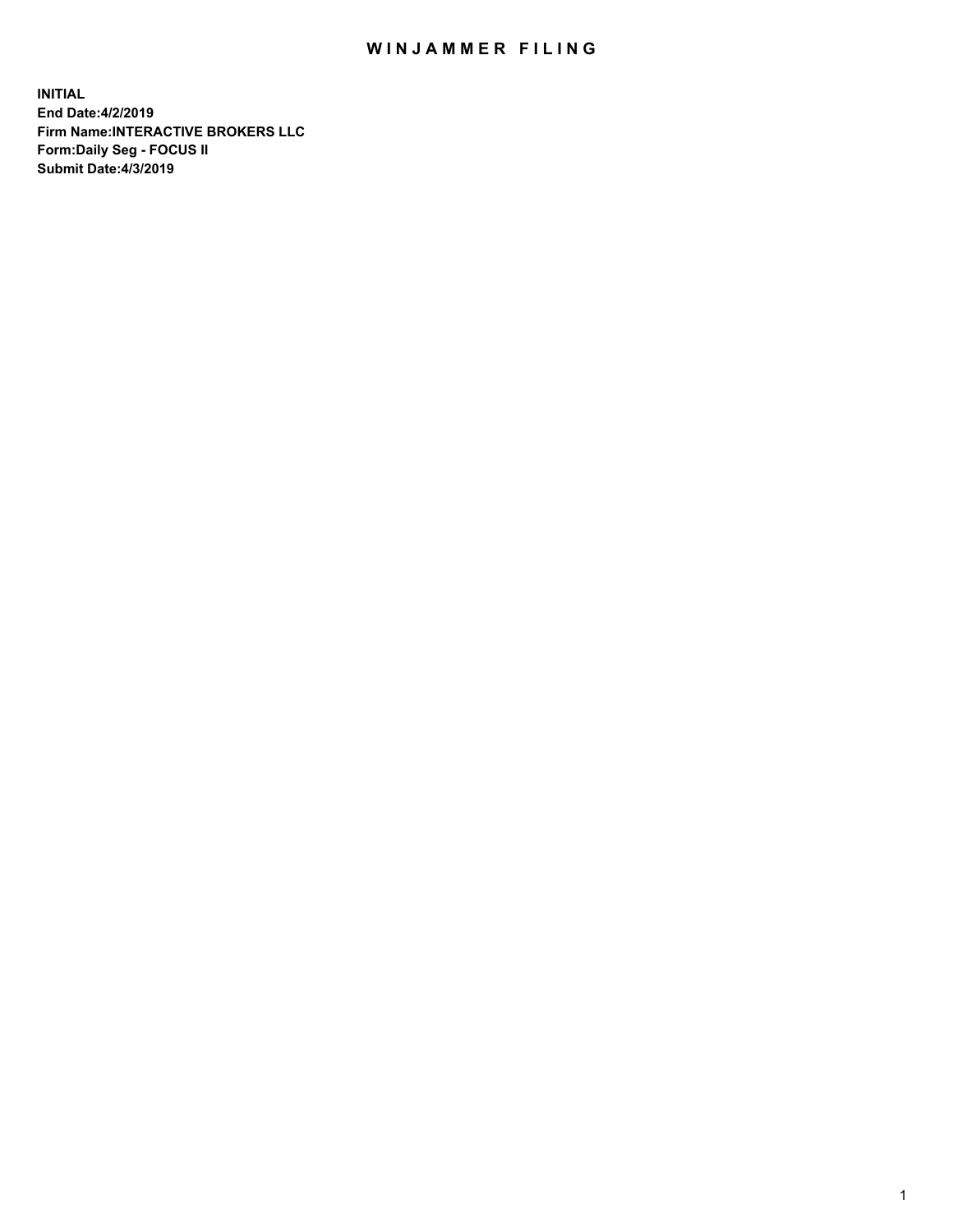# WINJAMMER FILING

**INITIAL**
**End Date:4/2/2019**
**Firm Name:INTERACTIVE BROKERS LLC**
**Form:Daily Seg - FOCUS II**
**Submit Date:4/3/2019**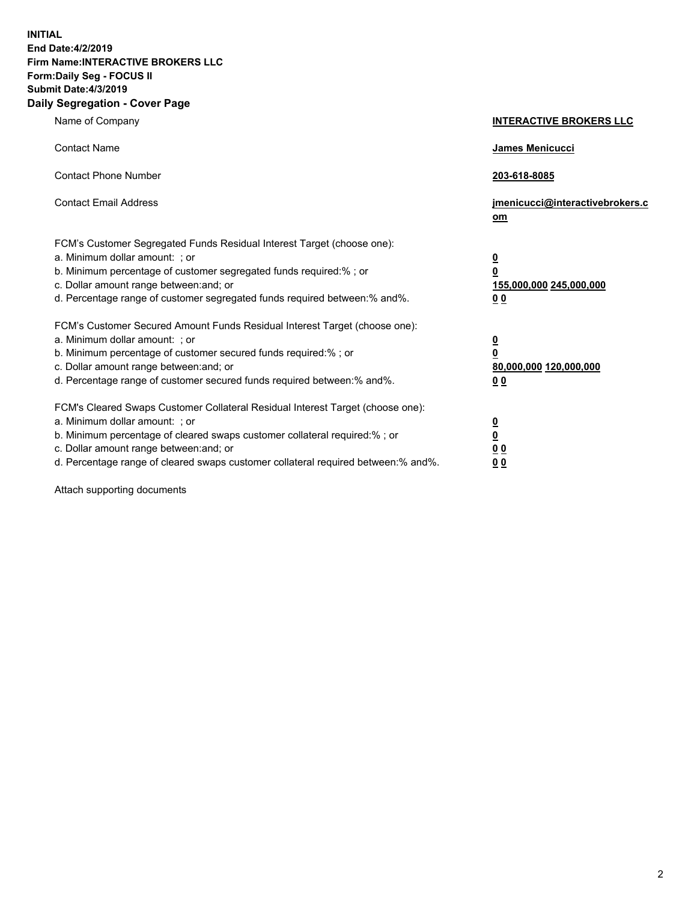**INITIAL**
**End Date:4/2/2019**
**Firm Name:INTERACTIVE BROKERS LLC**
**Form:Daily Seg - FOCUS II**
**Submit Date:4/3/2019**
**Daily Segregation - Cover Page**

| | |
|---|---|
| Name of Company | **INTERACTIVE BROKERS LLC** |
| Contact Name | **James Menicucci** |
| Contact Phone Number | **203-618-8085** |
| Contact Email Address | **jmenicucci@interactivebrokers.com** |

FCM's Customer Segregated Funds Residual Interest Target (choose one):

| | |
|---|---|
| a. Minimum dollar amount: ; or | **0** |
| b. Minimum percentage of customer segregated funds required:% ; or | **0** |
| c. Dollar amount range between:and; or | **155,000,000 245,000,000** |
| d. Percentage range of customer segregated funds required between:% and%. | **0 0** |

FCM's Customer Secured Amount Funds Residual Interest Target (choose one):

| | |
|---|---|
| a. Minimum dollar amount: ; or | **0** |
| b. Minimum percentage of customer secured funds required:% ; or | **0** |
| c. Dollar amount range between:and; or | **80,000,000 120,000,000** |
| d. Percentage range of customer secured funds required between:% and%. | **0 0** |

FCM's Cleared Swaps Customer Collateral Residual Interest Target (choose one):

| | |
|---|---|
| a. Minimum dollar amount: ; or | **0** |
| b. Minimum percentage of cleared swaps customer collateral required:% ; or | **0** |
| c. Dollar amount range between:and; or | **0 0** |
| d. Percentage range of cleared swaps customer collateral required between:% and%. | **0 0** |

Attach supporting documents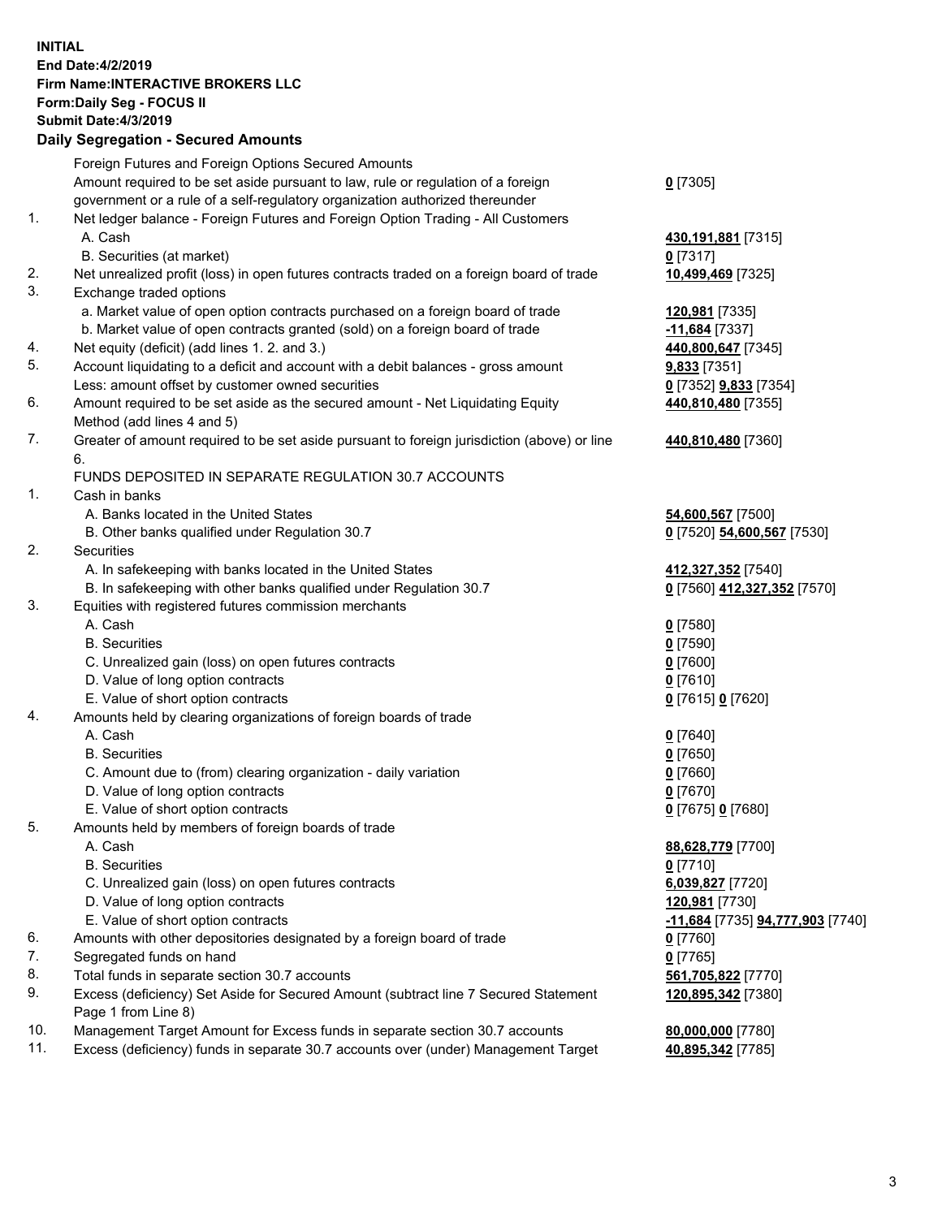**INITIAL**
**End Date:4/2/2019**
**Firm Name:INTERACTIVE BROKERS LLC**
**Form:Daily Seg - FOCUS II**
**Submit Date:4/3/2019**
**Daily Segregation - Secured Amounts**

| | | |
|---|---|---|
| | Foreign Futures and Foreign Options Secured Amounts | |
| | Amount required to be set aside pursuant to law, rule or regulation of a foreign government or a rule of a self-regulatory organization authorized thereunder | **0** [7305] |
| 1. | Net ledger balance - Foreign Futures and Foreign Option Trading - All Customers | |
| | A. Cash | **430,191,881** [7315] |
| | B. Securities (at market) | **0** [7317] |
| 2. | Net unrealized profit (loss) in open futures contracts traded on a foreign board of trade | **10,499,469** [7325] |
| 3. | Exchange traded options | |
| | a. Market value of open option contracts purchased on a foreign board of trade | **120,981** [7335] |
| | b. Market value of open contracts granted (sold) on a foreign board of trade | **-11,684** [7337] |
| 4. | Net equity (deficit) (add lines 1. 2. and 3.) | **440,800,647** [7345] |
| 5. | Account liquidating to a deficit and account with a debit balances - gross amount | **9,833** [7351] |
| | Less: amount offset by customer owned securities | **0** [7352] **9,833** [7354] |
| 6. | Amount required to be set aside as the secured amount - Net Liquidating Equity Method (add lines 4 and 5) | **440,810,480** [7355] |
| 7. | Greater of amount required to be set aside pursuant to foreign jurisdiction (above) or line 6. | **440,810,480** [7360] |
| | FUNDS DEPOSITED IN SEPARATE REGULATION 30.7 ACCOUNTS | |
| 1. | Cash in banks | |
| | A. Banks located in the United States | **54,600,567** [7500] |
| | B. Other banks qualified under Regulation 30.7 | **0** [7520] **54,600,567** [7530] |
| 2. | Securities | |
| | A. In safekeeping with banks located in the United States | **412,327,352** [7540] |
| | B. In safekeeping with other banks qualified under Regulation 30.7 | **0** [7560] **412,327,352** [7570] |
| 3. | Equities with registered futures commission merchants | |
| | A. Cash | **0** [7580] |
| | B. Securities | **0** [7590] |
| | C. Unrealized gain (loss) on open futures contracts | **0** [7600] |
| | D. Value of long option contracts | **0** [7610] |
| | E. Value of short option contracts | **0** [7615] **0** [7620] |
| 4. | Amounts held by clearing organizations of foreign boards of trade | |
| | A. Cash | **0** [7640] |
| | B. Securities | **0** [7650] |
| | C. Amount due to (from) clearing organization - daily variation | **0** [7660] |
| | D. Value of long option contracts | **0** [7670] |
| | E. Value of short option contracts | **0** [7675] **0** [7680] |
| 5. | Amounts held by members of foreign boards of trade | |
| | A. Cash | **88,628,779** [7700] |
| | B. Securities | **0** [7710] |
| | C. Unrealized gain (loss) on open futures contracts | **6,039,827** [7720] |
| | D. Value of long option contracts | **120,981** [7730] |
| | E. Value of short option contracts | **-11,684** [7735] **94,777,903** [7740] |
| 6. | Amounts with other depositories designated by a foreign board of trade | **0** [7760] |
| 7. | Segregated funds on hand | **0** [7765] |
| 8. | Total funds in separate section 30.7 accounts | **561,705,822** [7770] |
| 9. | Excess (deficiency) Set Aside for Secured Amount (subtract line 7 Secured Statement Page 1 from Line 8) | **120,895,342** [7380] |
| 10. | Management Target Amount for Excess funds in separate section 30.7 accounts | **80,000,000** [7780] |
| 11. | Excess (deficiency) funds in separate 30.7 accounts over (under) Management Target | **40,895,342** [7785] |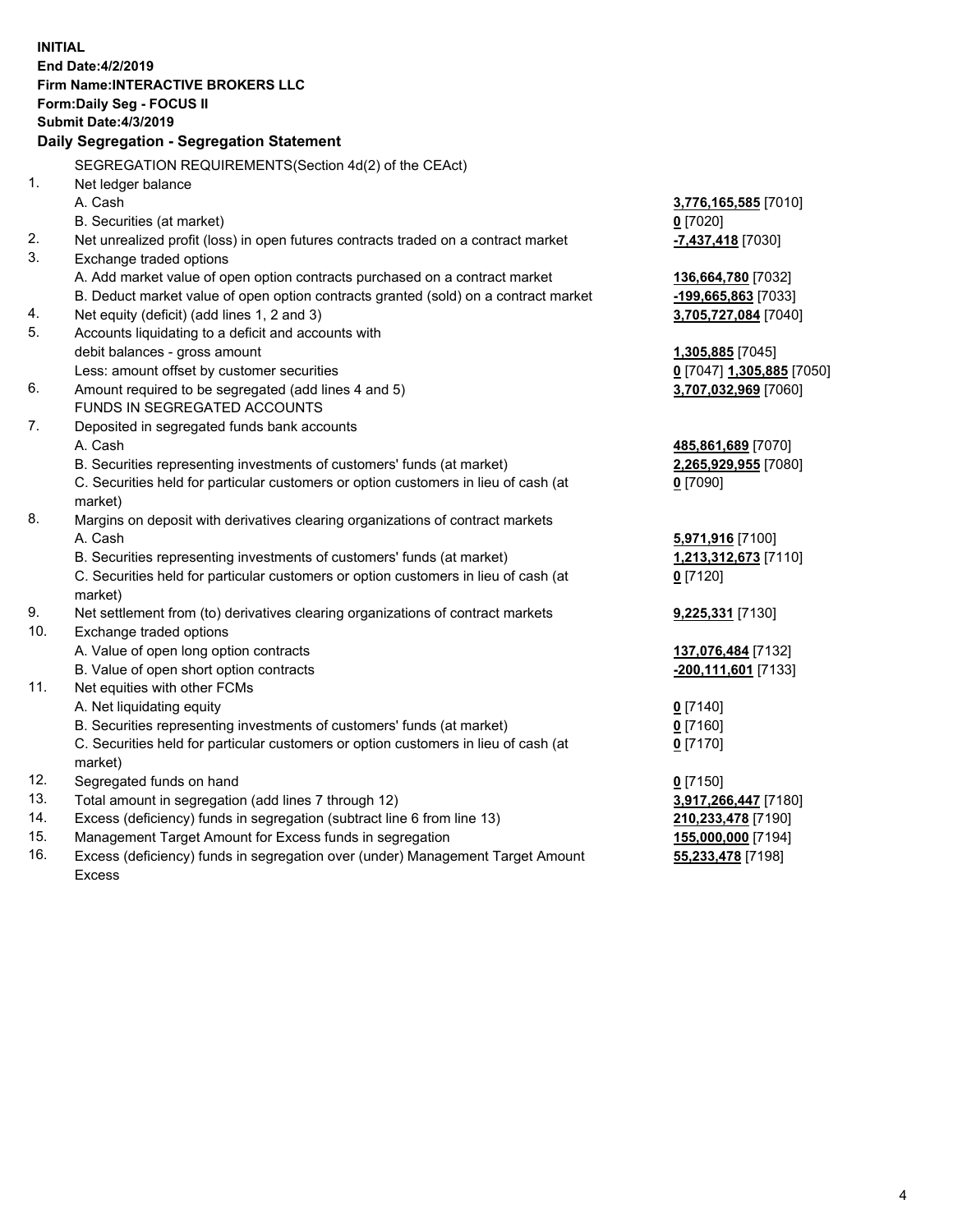**INITIAL**
**End Date:4/2/2019**
**Firm Name:INTERACTIVE BROKERS LLC**
**Form:Daily Seg - FOCUS II**
**Submit Date:4/3/2019**

## Daily Segregation - Segregation Statement

SEGREGATION REQUIREMENTS(Section 4d(2) of the CEAct)

| | | |
|---|---|---|
| 1. | Net ledger balance | |
| | A. Cash | **3,776,165,585** [7010] |
| | B. Securities (at market) | **0** [7020] |
| 2. | Net unrealized profit (loss) in open futures contracts traded on a contract market | **-7,437,418** [7030] |
| 3. | Exchange traded options | |
| | A. Add market value of open option contracts purchased on a contract market | **136,664,780** [7032] |
| | B. Deduct market value of open option contracts granted (sold) on a contract market | **-199,665,863** [7033] |
| 4. | Net equity (deficit) (add lines 1, 2 and 3) | **3,705,727,084** [7040] |
| 5. | Accounts liquidating to a deficit and accounts with debit balances - gross amount | **1,305,885** [7045] |
| | Less: amount offset by customer securities | **0** [7047] **1,305,885** [7050] |
| 6. | Amount required to be segregated (add lines 4 and 5) | **3,707,032,969** [7060] |
| | FUNDS IN SEGREGATED ACCOUNTS | |
| 7. | Deposited in segregated funds bank accounts | |
| | A. Cash | **485,861,689** [7070] |
| | B. Securities representing investments of customers' funds (at market) | **2,265,929,955** [7080] |
| | C. Securities held for particular customers or option customers in lieu of cash (at market) | **0** [7090] |
| 8. | Margins on deposit with derivatives clearing organizations of contract markets | |
| | A. Cash | **5,971,916** [7100] |
| | B. Securities representing investments of customers' funds (at market) | **1,213,312,673** [7110] |
| | C. Securities held for particular customers or option customers in lieu of cash (at market) | **0** [7120] |
| 9. | Net settlement from (to) derivatives clearing organizations of contract markets | **9,225,331** [7130] |
| 10. | Exchange traded options | |
| | A. Value of open long option contracts | **137,076,484** [7132] |
| | B. Value of open short option contracts | **-200,111,601** [7133] |
| 11. | Net equities with other FCMs | |
| | A. Net liquidating equity | **0** [7140] |
| | B. Securities representing investments of customers' funds (at market) | **0** [7160] |
| | C. Securities held for particular customers or option customers in lieu of cash (at market) | **0** [7170] |
| 12. | Segregated funds on hand | **0** [7150] |
| 13. | Total amount in segregation (add lines 7 through 12) | **3,917,266,447** [7180] |
| 14. | Excess (deficiency) funds in segregation (subtract line 6 from line 13) | **210,233,478** [7190] |
| 15. | Management Target Amount for Excess funds in segregation | **155,000,000** [7194] |
| 16. | Excess (deficiency) funds in segregation over (under) Management Target Amount Excess | **55,233,478** [7198] |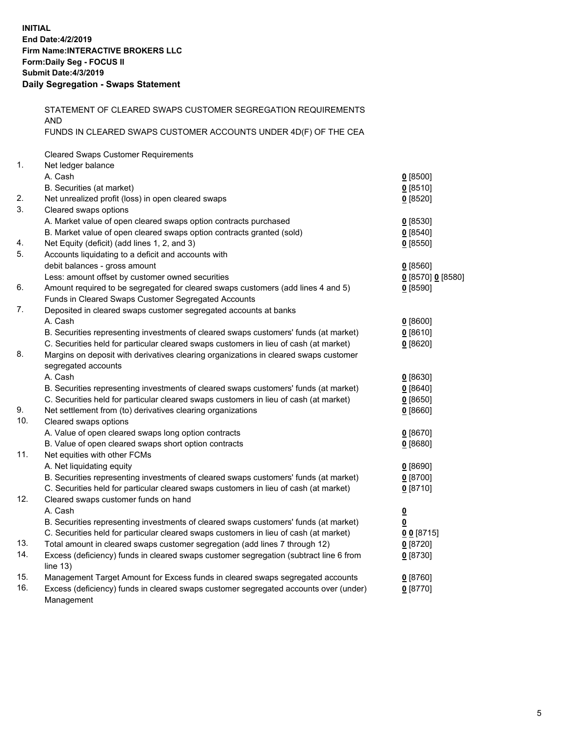**INITIAL**
**End Date:4/2/2019**
**Firm Name:INTERACTIVE BROKERS LLC**
**Form:Daily Seg - FOCUS II**
**Submit Date:4/3/2019**
**Daily Segregation - Swaps Statement**

STATEMENT OF CLEARED SWAPS CUSTOMER SEGREGATION REQUIREMENTS AND FUNDS IN CLEARED SWAPS CUSTOMER ACCOUNTS UNDER 4D(F) OF THE CEA

| | | |
|---|---|---|
| | Cleared Swaps Customer Requirements | |
| 1. | Net ledger balance | |
| | A. Cash | 0 [8500] |
| | B. Securities (at market) | 0 [8510] |
| 2. | Net unrealized profit (loss) in open cleared swaps | 0 [8520] |
| 3. | Cleared swaps options | |
| | A. Market value of open cleared swaps option contracts purchased | 0 [8530] |
| | B. Market value of open cleared swaps option contracts granted (sold) | 0 [8540] |
| 4. | Net Equity (deficit) (add lines 1, 2, and 3) | 0 [8550] |
| 5. | Accounts liquidating to a deficit and accounts with debit balances - gross amount | 0 [8560] |
| | Less: amount offset by customer owned securities | 0 [8570] 0 [8580] |
| 6. | Amount required to be segregated for cleared swaps customers (add lines 4 and 5) | 0 [8590] |
| | Funds in Cleared Swaps Customer Segregated Accounts | |
| 7. | Deposited in cleared swaps customer segregated accounts at banks | |
| | A. Cash | 0 [8600] |
| | B. Securities representing investments of cleared swaps customers' funds (at market) | 0 [8610] |
| | C. Securities held for particular cleared swaps customers in lieu of cash (at market) | 0 [8620] |
| 8. | Margins on deposit with derivatives clearing organizations in cleared swaps customer segregated accounts | |
| | A. Cash | 0 [8630] |
| | B. Securities representing investments of cleared swaps customers' funds (at market) | 0 [8640] |
| | C. Securities held for particular cleared swaps customers in lieu of cash (at market) | 0 [8650] |
| 9. | Net settlement from (to) derivatives clearing organizations | 0 [8660] |
| 10. | Cleared swaps options | |
| | A. Value of open cleared swaps long option contracts | 0 [8670] |
| | B. Value of open cleared swaps short option contracts | 0 [8680] |
| 11. | Net equities with other FCMs | |
| | A. Net liquidating equity | 0 [8690] |
| | B. Securities representing investments of cleared swaps customers' funds (at market) | 0 [8700] |
| | C. Securities held for particular cleared swaps customers in lieu of cash (at market) | 0 [8710] |
| 12. | Cleared swaps customer funds on hand | |
| | A. Cash | 0 |
| | B. Securities representing investments of cleared swaps customers' funds (at market) | 0 |
| | C. Securities held for particular cleared swaps customers in lieu of cash (at market) | 0 0 [8715] |
| 13. | Total amount in cleared swaps customer segregation (add lines 7 through 12) | 0 [8720] |
| 14. | Excess (deficiency) funds in cleared swaps customer segregation (subtract line 6 from line 13) | 0 [8730] |
| 15. | Management Target Amount for Excess funds in cleared swaps segregated accounts | 0 [8760] |
| 16. | Excess (deficiency) funds in cleared swaps customer segregated accounts over (under) Management | 0 [8770] |